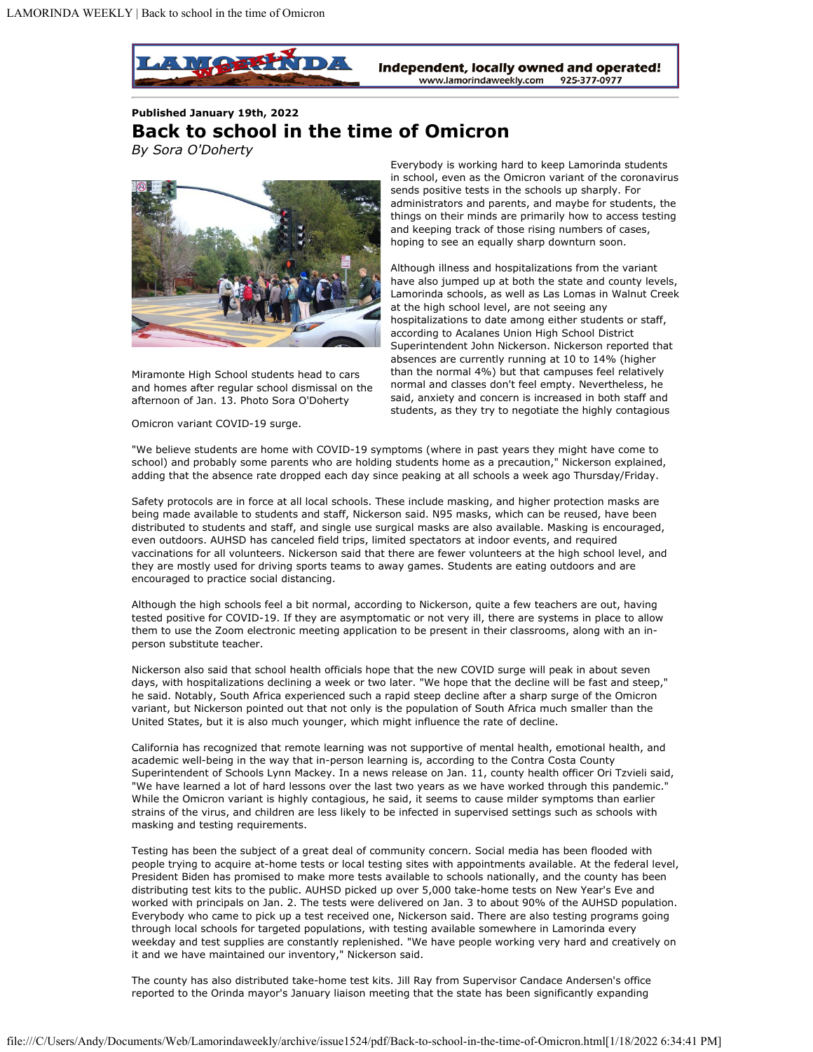**Published January 19th, 2022**

# Back to school in the time of Omicron

*By Sora O'Doherty*

Miramonte High School students head to cars and homes after regular school dismissal on the afternoon of Jan. 13. Photo Sora O'Doherty

Everybody is working hard to keep Lamorinda students in school, even as the Omicron variant of the coronavirus sends positive tests in the schools up sharply. For administrators and parents, and maybe for students, the things on their minds are primarily how to access testing and keeping track of those rising numbers of cases, hoping to see an equally sharp downturn soon.

Although illness and hospitalizations from the variant have also jumped up at both the state and county levels, Lamorinda schools, as well as Las Lomas in Walnut Creek at the high school level, are not seeing any hospitalizations to date among either students or staff, according to Acalanes Union High School District Superintendent John Nickerson. Nickerson reported that absences are currently running at 10 to 14% (higher than the normal 4%) but that campuses feel relatively normal and classes don't feel empty. Nevertheless, he said, anxiety and concern is increased in both staff and students, as they try to negotiate the highly contagious Omicron variant COVID-19 surge.

"We believe students are home with COVID-19 symptoms (where in past years they might have come to school) and probably some parents who are holding students home as a precaution," Nickerson explained, adding that the absence rate dropped each day since peaking at all schools a week ago Thursday/Friday.

Safety protocols are in force at all local schools. These include masking, and higher protection masks are being made available to students and staff, Nickerson said. N95 masks, which can be reused, have been distributed to students and staff, and single use surgical masks are also available. Masking is encouraged, even outdoors. AUHSD has canceled field trips, limited spectators at indoor events, and required vaccinations for all volunteers. Nickerson said that there are fewer volunteers at the high school level, and they are mostly used for driving sports teams to away games. Students are eating outdoors and are encouraged to practice social distancing.

Although the high schools feel a bit normal, according to Nickerson, quite a few teachers are out, having tested positive for COVID-19. If they are asymptomatic or not very ill, there are systems in place to allow them to use the Zoom electronic meeting application to be present in their classrooms, along with an in-person substitute teacher.

Nickerson also said that school health officials hope that the new COVID surge will peak in about seven days, with hospitalizations declining a week or two later. "We hope that the decline will be fast and steep," he said. Notably, South Africa experienced such a rapid steep decline after a sharp surge of the Omicron variant, but Nickerson pointed out that not only is the population of South Africa much smaller than the United States, but it is also much younger, which might influence the rate of decline.

California has recognized that remote learning was not supportive of mental health, emotional health, and academic well-being in the way that in-person learning is, according to the Contra Costa County Superintendent of Schools Lynn Mackey. In a news release on Jan. 11, county health officer Ori Tzvieli said, "We have learned a lot of hard lessons over the last two years as we have worked through this pandemic." While the Omicron variant is highly contagious, he said, it seems to cause milder symptoms than earlier strains of the virus, and children are less likely to be infected in supervised settings such as schools with masking and testing requirements.

Testing has been the subject of a great deal of community concern. Social media has been flooded with people trying to acquire at-home tests or local testing sites with appointments available. At the federal level, President Biden has promised to make more tests available to schools nationally, and the county has been distributing test kits to the public. AUHSD picked up over 5,000 take-home tests on New Year's Eve and worked with principals on Jan. 2. The tests were delivered on Jan. 3 to about 90% of the AUHSD population. Everybody who came to pick up a test received one, Nickerson said. There are also testing programs going through local schools for targeted populations, with testing available somewhere in Lamorinda every weekday and test supplies are constantly replenished. "We have people working very hard and creatively on it and we have maintained our inventory," Nickerson said.

The county has also distributed take-home test kits. Jill Ray from Supervisor Candace Andersen's office reported to the Orinda mayor's January liaison meeting that the state has been significantly expanding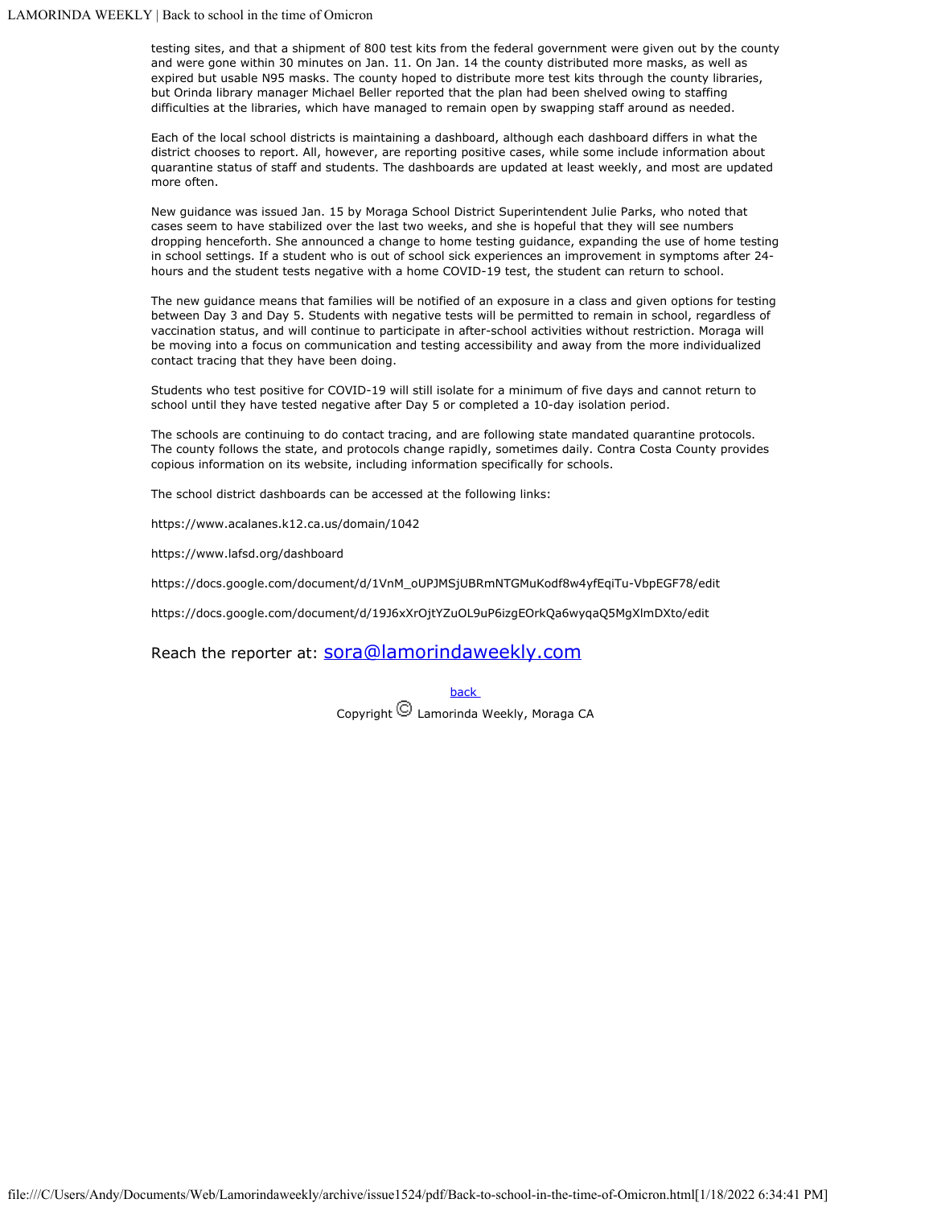testing sites, and that a shipment of 800 test kits from the federal government were given out by the county and were gone within 30 minutes on Jan. 11. On Jan. 14 the county distributed more masks, as well as expired but usable N95 masks. The county hoped to distribute more test kits through the county libraries, but Orinda library manager Michael Beller reported that the plan had been shelved owing to staffing difficulties at the libraries, which have managed to remain open by swapping staff around as needed.

Each of the local school districts is maintaining a dashboard, although each dashboard differs in what the district chooses to report. All, however, are reporting positive cases, while some include information about quarantine status of staff and students. The dashboards are updated at least weekly, and most are updated more often.

New guidance was issued Jan. 15 by Moraga School District Superintendent Julie Parks, who noted that cases seem to have stabilized over the last two weeks, and she is hopeful that they will see numbers dropping henceforth. She announced a change to home testing guidance, expanding the use of home testing in school settings. If a student who is out of school sick experiences an improvement in symptoms after 24-hours and the student tests negative with a home COVID-19 test, the student can return to school.

The new guidance means that families will be notified of an exposure in a class and given options for testing between Day 3 and Day 5. Students with negative tests will be permitted to remain in school, regardless of vaccination status, and will continue to participate in after-school activities without restriction. Moraga will be moving into a focus on communication and testing accessibility and away from the more individualized contact tracing that they have been doing.

Students who test positive for COVID-19 will still isolate for a minimum of five days and cannot return to school until they have tested negative after Day 5 or completed a 10-day isolation period.

The schools are continuing to do contact tracing, and are following state mandated quarantine protocols. The county follows the state, and protocols change rapidly, sometimes daily. Contra Costa County provides copious information on its website, including information specifically for schools.

The school district dashboards can be accessed at the following links:

https://www.acalanes.k12.ca.us/domain/1042

https://www.lafsd.org/dashboard

https://docs.google.com/document/d/1VnM_oUPJMSjUBRmNTGMuKodf8w4yfEqiTu-VbpEGF78/edit

https://docs.google.com/document/d/19J6xXrOjtYZuOL9uP6izgEOrkQa6wyqaQ5MgXlmDXto/edit

Reach the reporter at: sora@lamorindaweekly.com

back

Copyright © Lamorinda Weekly, Moraga CA